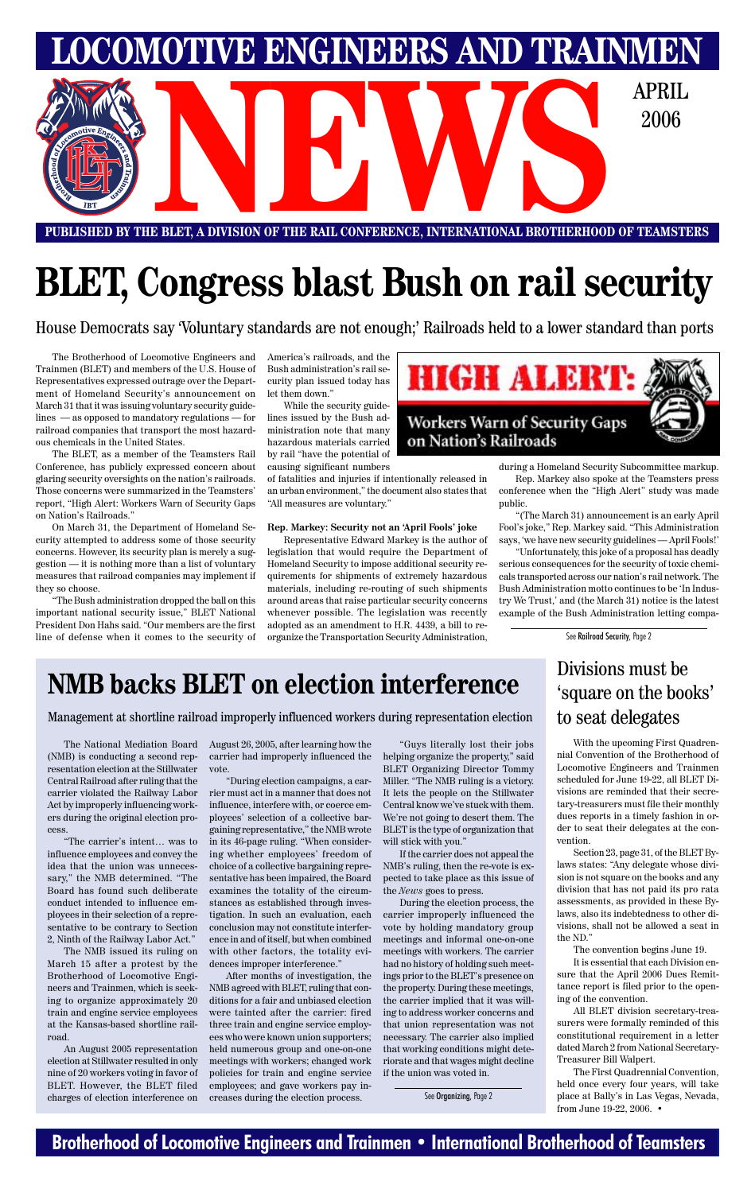# LOCOMOTIVE ENGINEERS AND TRAINMEN NEWS

APRIL 2006

PUBLISHED BY THE BLET, A DIVISION OF THE RAIL CONFERENCE, INTERNATIONAL BROTHERHOOD OF TEAMSTERS

# BLET, Congress blast Bush on rail security

House Democrats say 'Voluntary standards are not enough;' Railroads held to a lower standard than ports

The Brotherhood of Locomotive Engineers and Trainmen (BLET) and members of the U.S. House of Representatives expressed outrage over the Department of Homeland Security's announcement on March 31 that it was issuing voluntary security guidelines — as opposed to mandatory regulations — for railroad companies that transport the most hazardous chemicals in the United States.

The BLET, as a member of the Teamsters Rail Conference, has publicly expressed concern about glaring security oversights on the nation's railroads. Those concerns were summarized in the Teamsters' report, "High Alert: Workers Warn of Security Gaps on Nation's Railroads."

On March 31, the Department of Homeland Security attempted to address some of those security concerns. However, its security plan is merely a suggestion — it is nothing more than a list of voluntary measures that railroad companies may implement if they so choose.

"The Bush administration dropped the ball on this important national security issue," BLET National President Don Hahs said. "Our members are the first line of defense when it comes to the security of America's railroads, and the Bush administration's rail security plan issued today has let them down."

While the security guidelines issued by the Bush administration note that many hazardous materials carried by rail "have the potential of causing significant numbers of fatalities and injuries if intentionally released in an urban environment," the document also states that "All measures are voluntary."

**HIGH ALERT: Workers Warn of Security Gaps on Nation's Railroads**

**Rep. Markey: Security not an 'April Fools' joke**

Representative Edward Markey is the author of legislation that would require the Department of Homeland Security to impose additional security requirements for shipments of extremely hazardous materials, including re-routing of such shipments around areas that raise particular security concerns whenever possible. The legislation was recently adopted as an amendment to H.R. 4439, a bill to reorganize the Transportation Security Administration, during a Homeland Security Subcommittee markup.

Rep. Markey also spoke at the Teamsters press conference when the "High Alert" study was made public.

"(The March 31) announcement is an early April Fool's joke," Rep. Markey said. "This Administration says, 'we have new security guidelines — April Fools!'

"Unfortunately, this joke of a proposal has deadly serious consequences for the security of toxic chemicals transported across our nation's rail network. The Bush Administration motto continues to be 'In Industry We Trust,' and (the March 31) notice is the latest example of the Bush Administration letting compa-

See Railroad Security, Page 2

# NMB backs BLET on election interference

Management at shortline railroad improperly influenced workers during representation election

The National Mediation Board (NMB) is conducting a second representation election at the Stillwater Central Railroad after ruling that the carrier violated the Railway Labor Act by improperly influencing workers during the original election process.

"The carrier's intent… was to influence employees and convey the idea that the union was unnecessary," the NMB determined. "The Board has found such deliberate conduct intended to influence employees in their selection of a representative to be contrary to Section 2, Ninth of the Railway Labor Act."

The NMB issued its ruling on March 15 after a protest by the Brotherhood of Locomotive Engineers and Trainmen, which is seeking to organize approximately 20 train and engine service employees at the Kansas-based shortline railroad.

An August 2005 representation election at Stillwater resulted in only nine of 20 workers voting in favor of BLET. However, the BLET filed charges of election interference on August 26, 2005, after learning how the carrier had improperly influenced the vote.

"During election campaigns, a carrier must act in a manner that does not influence, interfere with, or coerce employees' selection of a collective bargaining representative," the NMB wrote in its 46-page ruling. "When considering whether employees' freedom of choice of a collective bargaining representative has been impaired, the Board examines the totality of the circumstances as established through investigation. In such an evaluation, each conclusion may not constitute interference in and of itself, but when combined with other factors, the totality evidences improper interference."

After months of investigation, the NMB agreed with BLET, ruling that conditions for a fair and unbiased election were tainted after the carrier: fired three train and engine service employees who were known union supporters; held numerous group and one-on-one meetings with workers; changed work policies for train and engine service employees; and gave workers pay increases during the election process.

"Guys literally lost their jobs helping organize the property," said BLET Organizing Director Tommy Miller. "The NMB ruling is a victory. It lets the people on the Stillwater Central know we've stuck with them. We're not going to desert them. The BLET is the type of organization that will stick with you."

If the carrier does not appeal the NMB's ruling, then the re-vote is expected to take place as this issue of the *News* goes to press.

During the election process, the carrier improperly influenced the vote by holding mandatory group meetings and informal one-on-one meetings with workers. The carrier had no history of holding such meetings prior to the BLET's presence on the property. During these meetings, the carrier implied that it was willing to address worker concerns and that union representation was not necessary. The carrier also implied that working conditions might deteriorate and that wages might decline if the union was voted in.

See Organizing, Page 2

## Divisions must be 'square on the books' to seat delegates

With the upcoming First Quadrennial Convention of the Brotherhood of Locomotive Engineers and Trainmen scheduled for June 19-22, all BLET Divisions are reminded that their secretary-treasurers must file their monthly dues reports in a timely fashion in order to seat their delegates at the convention.

Section 23, page 31, of the BLET Bylaws states: "Any delegate whose division is not square on the books and any division that has not paid its pro rata assessments, as provided in these Bylaws, also its indebtedness to other divisions, shall not be allowed a seat in the ND."

The convention begins June 19.

It is essential that each Division ensure that the April 2006 Dues Remittance report is filed prior to the opening of the convention.

All BLET division secretary-treasurers were formally reminded of this constitutional requirement in a letter dated March 2 from National Secretary-Treasurer Bill Walpert.

The First Quadrennial Convention, held once every four years, will take place at Bally's in Las Vegas, Nevada, from June 19-22, 2006. •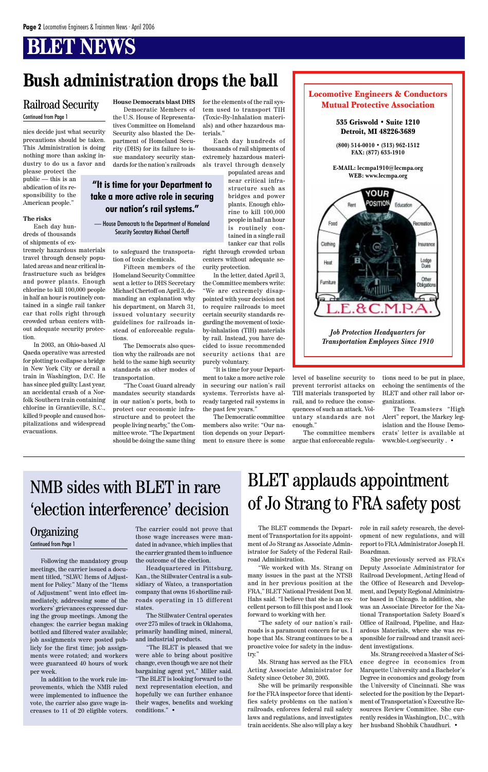# BLET NEWS

# Bush administration drops the ball

## Railroad Security

Continued from Page 1

nies decide just what security precautions should be taken. This Administration is doing nothing more than asking industry to do us a favor and please protect the public — this is an abdication of its responsibility to the American people."

**The risks**

Each day hundreds of thousands of shipments of extremely hazardous materials travel through densely populated areas and near critical infrastructure such as bridges and power plants. Enough chlorine to kill 100,000 people in half an hour is routinely contained in a single rail tanker car that rolls right through crowded urban centers without adequate security protection.

In 2003, an Ohio-based Al Qaeda operative was arrested for plotting to collapse a bridge in New York City or derail a train in Washington, D.C. He has since pled guilty. Last year, an accidental crash of a Norfolk Southern train containing chlorine in Graniteville, S.C., killed 9 people and caused hospitalizations and widespread evacuations.

**House Democrats blast DHS**

Democratic Members of the U.S. House of Representatives Committee on Homeland Security also blasted the Department of Homeland Security (DHS) for its failure to issue mandatory security standards for the nation's railroads to safeguard the transportation of toxic chemicals.

> **"It is time for your Department to take a more active role in securing our nation's rail systems."**
>
> — House Democrats to the Department of Homeland Security Secretary Michael Chertoff

Fifteen members of the Homeland Security Committee sent a letter to DHS Secretary Michael Chertoff on April 3, demanding an explanation why his department, on March 31, issued voluntary security guidelines for railroads instead of enforceable regulations.

The Democrats also question why the railroads are not held to the same high security standards as other modes of transportation.

"The Coast Guard already mandates security standards in our nation's ports, both to protect our economic infrastructure and to protect the people living nearby," the Committee wrote. "The Department should be doing the same thing for the elements of the rail system used to transport TIH (Toxic-By-Inhalation materials) and other hazardous materials."

Each day hundreds of thousands of rail shipments of extremely hazardous materials travel through densely populated areas and near critical infrastructure such as bridges and power plants. Enough chlorine to kill 100,000 people in half an hour is routinely contained in a single rail tanker car that rolls right through crowded urban centers without adequate security protection.

In the letter, dated April 3, the Committee members write: "We are extremely disappointed with your decision not to require railroads to meet certain security standards regarding the movement of toxic-by-inhalation (TIH) materials by rail. Instead, you have decided to issue recommended security actions that are purely voluntary.

"It is time for your Department to take a more active role in securing our nation's rail systems. Terrorists have already targeted rail systems in the past few years."

The Democratic committee members also write: "Our nation depends on your Department to ensure there is some level of baseline security to prevent terrorist attacks on TIH materials transported by rail, and to reduce the consequences of such an attack. Voluntary standards are not enough."

The committee members argue that enforceable regulations need to be put in place, echoing the sentiments of the BLET and other rail labor organizations.

The Teamsters "High Alert" report, the Markey legislation and the House Democrats' letter is available at www.ble-t.org/security . •

---

**Locomotive Engineers & Conductors Mutual Protective Association**

535 Griswold • Suite 1210
Detroit, MI 48226-3689

(800) 514-0010 • (313) 962-1512
FAX: (877) 633-1910

E-MAIL: lecmpa1910@lecmpa.org
WEB: www.lecmpa.org

YOUR POSITION — Rent, Education, Food, Recreation, Clothing, Insurance, Heat, Lodge Dues, Furniture, Other Obligations

L.E.&C.M.P.A.

*Job Protection Headquarters for Transportation Employees Since 1910*

---

# NMB sides with BLET in rare 'election interference' decision

## Organizing

Continued from Page 1

Following the mandatory group meetings, the carrier issued a document titled, "SLWC Items of Adjustment for Policy." Many of the "Items of Adjustment" went into effect immediately, addressing some of the workers' grievances expressed during the group meetings. Among the changes: the carrier began making bottled and filtered water available; job assignments were posted publicly for the first time; job assignments were rotated; and workers were guaranteed 40 hours of work per week.

In addition to the work rule improvements, which the NMB ruled were implemented to influence the vote, the carrier also gave wage increases to 11 of 20 eligible voters. The carrier could not prove that those wage increases were mandated in advance, which implies that the carrier granted them to influence the outcome of the election.

Headquartered in Pittsburg, Kan., the Stillwater Central is a subsidiary of Watco, a transportation company that owns 16 shortline railroads operating in 15 different states.

The Stillwater Central operates over 275 miles of track in Oklahoma, primarily handling mined, mineral, and industrial products.

"The BLET is pleased that we were able to bring about positive change, even though we are not their bargaining agent yet," Miller said. "The BLET is looking forward to the next representation election, and hopefully we can further enhance their wages, benefits and working conditions." •

# BLET applauds appointment of Jo Strang to FRA safety post

The BLET commends the Department of Transportation for its appointment of Jo Strang as Associate Administrator for Safety of the Federal Railroad Administration.

"We worked with Ms. Strang on many issues in the past at the NTSB and in her previous position at the FRA," BLET National President Don M. Hahs said. "I believe that she is an excellent person to fill this post and I look forward to working with her.

"The safety of our nation's railroads is a paramount concern for us. I hope that Ms. Strang continues to be a proactive voice for safety in the industry."

Ms. Strang has served as the FRA Acting Associate Administrator for Safety since October 30, 2005.

She will be primarily responsible for the FRA inspector force that identifies safety problems on the nation's railroads, enforces federal rail safety laws and regulations, and investigates train accidents. She also will play a key role in rail safety research, the development of new regulations, and will report to FRA Administrator Joseph H. Boardman.

She previously served as FRA's Deputy Associate Administrator for Railroad Development, Acting Head of the Office of Research and Development, and Deputy Regional Administrator based in Chicago. In addition, she was an Associate Director for the National Transportation Safety Board's Office of Railroad, Pipeline, and Hazardous Materials, where she was responsible for railroad and transit accident investigations.

Ms. Strang received a Master of Science degree in economics from Marquette University and a Bachelor's Degree in economics and geology from the University of Cincinnati. She was selected for the position by the Department of Transportation's Executive Resources Review Committee. She currently resides in Washington, D.C., with her husband Shobhik Chaudhuri. •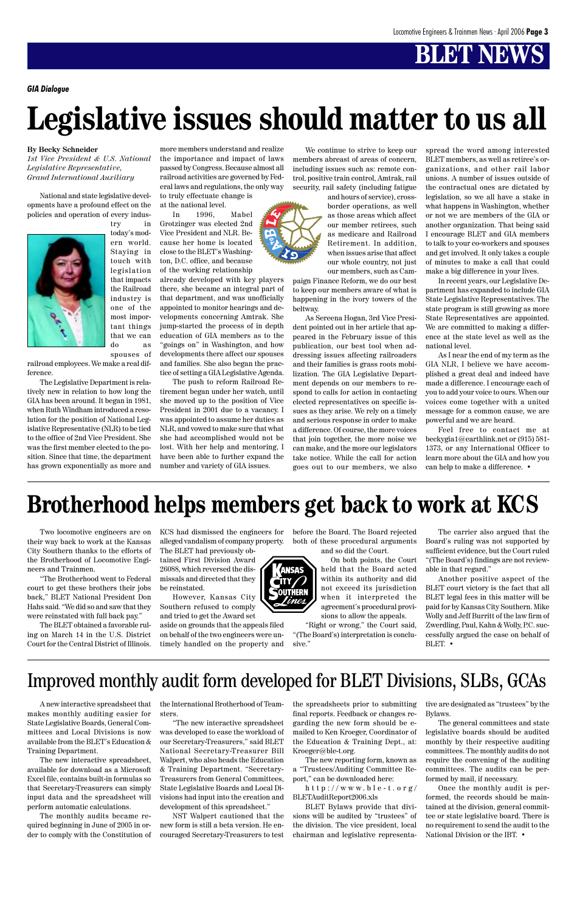# BLET NEWS

***GIA Dialogue***

# Legislative issues should matter to us all

**By Becky Schneider**
*1st Vice President & U.S. National Legislative Representative, Grand International Auxiliary*

National and state legislative developments have a profound effect on the policies and operation of every industry in today's modern world. Staying in touch with legislation that impacts the Railroad industry is one of the most important things that we can do as spouses of railroad employees. We make a real difference.

The Legislative Department is relatively new in relation to how long the GIA has been around. It began in 1981, when Ruth Windham introduced a resolution for the position of National Legislative Representative (NLR) to be tied to the office of 2nd Vice President. She was the first member elected to the position. Since that time, the department has grown exponentially as more and more members understand and realize the importance and impact of laws passed by Congress. Because almost all railroad activities are governed by Federal laws and regulations, the only way to truly effectuate change is at the national level.

In 1996, Mabel Grotzinger was elected 2nd Vice President and NLR. Because her home is located close to the BLET's Washington, D.C. office, and because of the working relationship already developed with key players there, she became an integral part of that department, and was unofficially appointed to monitor hearings and developments concerning Amtrak. She jump-started the process of in depth education of GIA members as to the "goings on" in Washington, and how developments there affect our spouses and families. She also began the practice of setting a GIA Legislative Agenda.

The push to reform Railroad Retirement began under her watch, until she moved up to the position of Vice President in 2001 due to a vacancy. I was appointed to assume her duties as NLR, and vowed to make sure that what she had accomplished would not be lost. With her help and mentoring, I have been able to further expand the number and variety of GIA issues.

We continue to strive to keep our members abreast of areas of concern, including issues such as: remote control, positive train control, Amtrak, rail security, rail safety (including fatigue and hours of service), cross-border operations, as well as those areas which affect our member retirees, such as medicare and Railroad Retirement. In addition, when issues arise that affect our whole country, not just our members, such as Campaign Finance Reform, we do our best to keep our members aware of what is happening in the ivory towers of the beltway.

As Sereena Hogan, 3rd Vice President pointed out in her article that appeared in the February issue of this publication, our best tool when addressing issues affecting railroaders and their families is grass roots mobilization. The GIA Legislative Department depends on our members to respond to calls for action in contacting elected representatives on specific issues as they arise. We rely on a timely and serious response in order to make a difference. Of course, the more voices that join together, the more noise we can make, and the more our legislators take notice. While the call for action goes out to our members, we also spread the word among interested BLET members, as well as retiree's organizations, and other rail labor unions. A number of issues outside of the contractual ones are dictated by legislation, so we all have a stake in what happens in Washington, whether or not we are members of the GIA or another organization. That being said I encourage BLET and GIA members to talk to your co-workers and spouses and get involved. It only takes a couple of minutes to make a call that could make a big difference in your lives.

In recent years, our Legislative Department has expanded to include GIA State Legislative Representatives. The state program is still growing as more State Representatives are appointed. We are committed to making a difference at the state level as well as the national level.

As I near the end of my term as the GIA NLR, I believe we have accomplished a great deal and indeed have made a difference. I encourage each of you to add your voice to ours. When our voices come together with a united message for a common cause, we are powerful and we are heard.

Feel free to contact me at beckygia1@earthlink.net or (915) 581-1373, or any International Officer to learn more about the GIA and how you can help to make a difference. •

# Brotherhood helps members get back to work at KCS

Two locomotive engineers are on their way back to work at the Kansas City Southern thanks to the efforts of the Brotherhood of Locomotive Engineers and Trainmen.

"The Brotherhood went to Federal court to get these brothers their jobs back," BLET National President Don Hahs said. "We did so and saw that they were reinstated with full back pay."

The BLET obtained a favorable ruling on March 14 in the U.S. District Court for the Central District of Illinois. KCS had dismissed the engineers for alleged vandalism of company property. The BLET had previously obtained First Division Award 26088, which reversed the dismissals and directed that they be reinstated.

However, Kansas City Southern refused to comply and tried to get the Award set aside on grounds that the appeals filed on behalf of the two engineers were untimely handled on the property and before the Board. The Board rejected both of these procedural arguments and so did the Court.

On both points, the Court held that the Board acted within its authority and did not exceed its jurisdiction when it interpreted the agreement's procedural provisions to allow the appeals.

"Right or wrong," the Court said, "(The Board's) interpretation is conclusive."

The carrier also argued that the Board's ruling was not supported by sufficient evidence, but the Court ruled "(The Board's) findings are not reviewable in that regard."

Another positive aspect of the BLET court victory is the fact that all BLET legal fees in this matter will be paid for by Kansas City Southern. Mike Wolly and Jeff Burritt of the law firm of Zwerdling, Paul, Kahn & Wolly, P.C. successfully argued the case on behalf of BLET. •

# Improved monthly audit form developed for BLET Divisions, SLBs, GCAs

A new interactive spreadsheet that makes monthly auditing easier for State Legislative Boards, General Committees and Local Divisions is now available from the BLET's Education & Training Department.

The new interactive spreadsheet, available for download as a Microsoft Excel file, contains built-in formulas so that Secretary-Treasurers can simply input data and the spreadsheet will perform automatic calculations.

The monthly audits became required beginning in June of 2005 in order to comply with the Constitution of the International Brotherhood of Teamsters.

"The new interactive spreadsheet was developed to ease the workload of our Secretary-Treasurers," said BLET National Secretary-Treasurer Bill Walpert, who also heads the Education & Training Department. "Secretary-Treasurers from General Committees, State Legislative Boards and Local Divisions had input into the creation and development of this spreadsheet."

NST Walpert cautioned that the new form is still a beta version. He encouraged Secretary-Treasurers to test the spreadsheets prior to submitting final reports. Feedback or changes regarding the new form should be e-mailed to Ken Kroeger, Coordinator of the Education & Training Dept., at: Kroeger@ble-t.org.

The new reporting form, known as a "Trustees/Auditing Committee Report," can be downloaded here:

http://www.ble-t.org/BLETAuditReport2006.xls

BLET Bylaws provide that divisions will be audited by "trustees" of the division. The vice president, local chairman and legislative representative are designated as "trustees" by the Bylaws.

The general committees and state legislative boards should be audited monthly by their respective auditing committees. The monthly audits do not require the convening of the auditing committees. The audits can be performed by mail, if necessary.

Once the monthly audit is performed, the records should be maintained at the division, general committee or state legislative board. There is no requirement to send the audit to the National Division or the IBT. •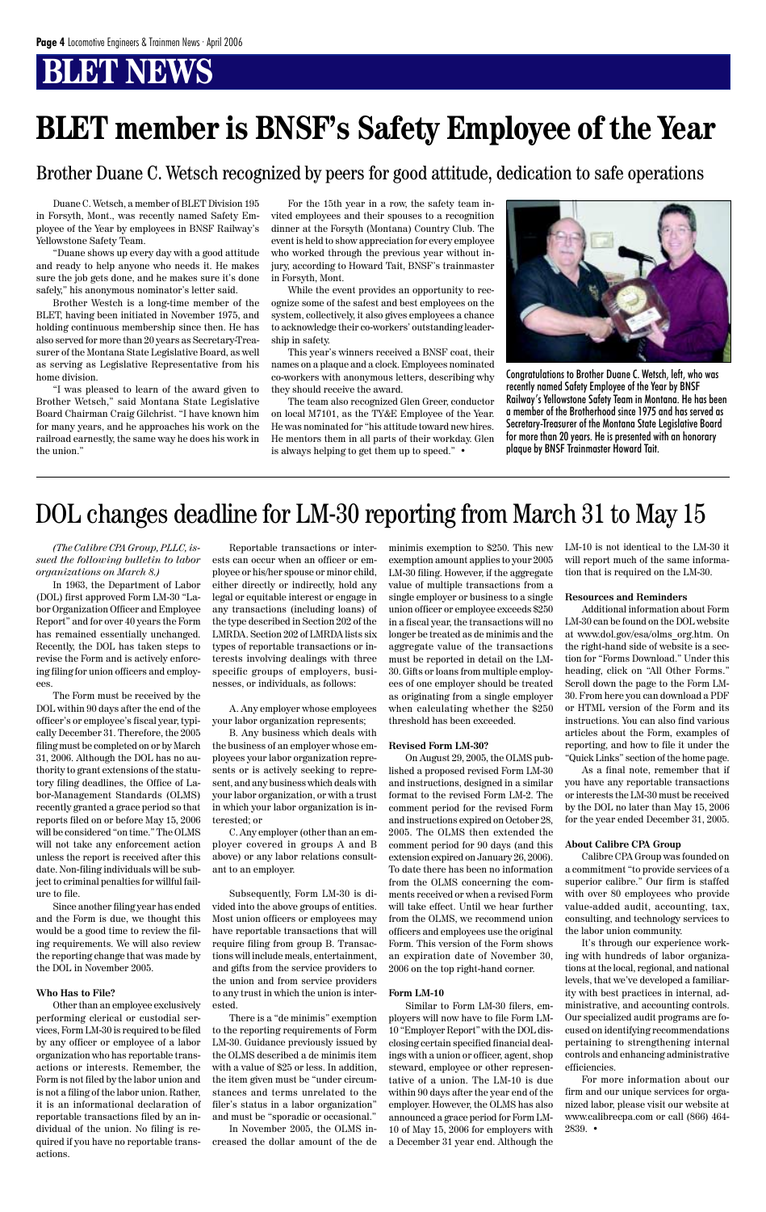# BLET NEWS

# BLET member is BNSF's Safety Employee of the Year

## Brother Duane C. Wetsch recognized by peers for good attitude, dedication to safe operations

Duane C. Wetsch, a member of BLET Division 195 in Forsyth, Mont., was recently named Safety Employee of the Year by employees in BNSF Railway's Yellowstone Safety Team.

"Duane shows up every day with a good attitude and ready to help anyone who needs it. He makes sure the job gets done, and he makes sure it's done safely," his anonymous nominator's letter said.

Brother Westch is a long-time member of the BLET, having been initiated in November 1975, and holding continuous membership since then. He has also served for more than 20 years as Secretary-Treasurer of the Montana State Legislative Board, as well as serving as Legislative Representative from his home division.

"I was pleased to learn of the award given to Brother Wetsch," said Montana State Legislative Board Chairman Craig Gilchrist. "I have known him for many years, and he approaches his work on the railroad earnestly, the same way he does his work in the union."

For the 15th year in a row, the safety team invited employees and their spouses to a recognition dinner at the Forsyth (Montana) Country Club. The event is held to show appreciation for every employee who worked through the previous year without injury, according to Howard Tait, BNSF's trainmaster in Forsyth, Mont.

While the event provides an opportunity to recognize some of the safest and best employees on the system, collectively, it also gives employees a chance to acknowledge their co-workers' outstanding leadership in safety.

This year's winners received a BNSF coat, their names on a plaque and a clock. Employees nominated co-workers with anonymous letters, describing why they should receive the award.

The team also recognized Glen Greer, conductor on local M7101, as the TY&E Employee of the Year. He was nominated for "his attitude toward new hires. He mentors them in all parts of their workday. Glen is always helping to get them up to speed." •

Congratulations to Brother Duane C. Wetsch, left, who was recently named Safety Employee of the Year by BNSF Railway's Yellowstone Safety Team in Montana. He has been a member of the Brotherhood since 1975 and has served as Secretary-Treasurer of the Montana State Legislative Board for more than 20 years. He is presented with an honorary plaque by BNSF Trainmaster Howard Tait.

# DOL changes deadline for LM-30 reporting from March 31 to May 15

*(The Calibre CPA Group, PLLC, issued the following bulletin to labor organizations on March 8.)*

In 1963, the Department of Labor (DOL) first approved Form LM-30 "Labor Organization Officer and Employee Report" and for over 40 years the Form has remained essentially unchanged. Recently, the DOL has taken steps to revise the Form and is actively enforcing filing for union officers and employees.

The Form must be received by the DOL within 90 days after the end of the officer's or employee's fiscal year, typically December 31. Therefore, the 2005 filing must be completed on or by March 31, 2006. Although the DOL has no authority to grant extensions of the statutory filing deadlines, the Office of Labor-Management Standards (OLMS) recently granted a grace period so that reports filed on or before May 15, 2006 will be considered "on time." The OLMS will not take any enforcement action unless the report is received after this date. Non-filing individuals will be subject to criminal penalties for willful failure to file.

Since another filing year has ended and the Form is due, we thought this would be a good time to review the filing requirements. We will also review the reporting change that was made by the DOL in November 2005.

### Who Has to File?

Other than an employee exclusively performing clerical or custodial services, Form LM-30 is required to be filed by any officer or employee of a labor organization who has reportable transactions or interests. Remember, the Form is not filed by the labor union and is not a filing of the labor union. Rather, it is an informational declaration of reportable transactions filed by an individual of the union. No filing is required if you have no reportable transactions.

Reportable transactions or interests can occur when an officer or employee or his/her spouse or minor child, either directly or indirectly, hold any legal or equitable interest or engage in any transactions (including loans) of the type described in Section 202 of the LMRDA. Section 202 of LMRDA lists six types of reportable transactions or interests involving dealings with three specific groups of employers, businesses, or individuals, as follows:

A. Any employer whose employees your labor organization represents;

B. Any business which deals with the business of an employer whose employees your labor organization represents or is actively seeking to represent, and any business which deals with your labor organization, or with a trust in which your labor organization is interested; or

C. Any employer (other than an employer covered in groups A and B above) or any labor relations consultant to an employer.

Subsequently, Form LM-30 is divided into the above groups of entities. Most union officers or employees may have reportable transactions that will require filing from group B. Transactions will include meals, entertainment, and gifts from the service providers to the union and from service providers to any trust in which the union is interested.

There is a "de minimis" exemption to the reporting requirements of Form LM-30. Guidance previously issued by the OLMS described a de minimis item with a value of $25 or less. In addition, the item given must be "under circumstances and terms unrelated to the filer's status in a labor organization" and must be "sporadic or occasional."

In November 2005, the OLMS increased the dollar amount of the de minimis exemption to $250. This new exemption amount applies to your 2005 LM-30 filing. However, if the aggregate value of multiple transactions from a single employer or business to a single union officer or employee exceeds $250 in a fiscal year, the transactions will no longer be treated as de minimis and the aggregate value of the transactions must be reported in detail on the LM-30. Gifts or loans from multiple employees of one employer should be treated as originating from a single employer when calculating whether the $250 threshold has been exceeded.

### Revised Form LM-30?

On August 29, 2005, the OLMS published a proposed revised Form LM-30 and instructions, designed in a similar format to the revised Form LM-2. The comment period for the revised Form and instructions expired on October 28, 2005. The OLMS then extended the comment period for 90 days (and this extension expired on January 26, 2006). To date there has been no information from the OLMS concerning the comments received or when a revised Form will take effect. Until we hear further from the OLMS, we recommend union officers and employees use the original Form. This version of the Form shows an expiration date of November 30, 2006 on the top right-hand corner.

### Form LM-10

Similar to Form LM-30 filers, employers will now have to file Form LM-10 "Employer Report" with the DOL disclosing certain specified financial dealings with a union or officer, agent, shop steward, employee or other representative of a union. The LM-10 is due within 90 days after the year end of the employer. However, the OLMS has also announced a grace period for Form LM-10 of May 15, 2006 for employers with a December 31 year end. Although the LM-10 is not identical to the LM-30 it will report much of the same information that is required on the LM-30.

### Resources and Reminders

Additional information about Form LM-30 can be found on the DOL website at www.dol.gov/esa/olms_org.htm. On the right-hand side of website is a section for "Forms Download." Under this heading, click on "All Other Forms." Scroll down the page to the Form LM-30. From here you can download a PDF or HTML version of the Form and its instructions. You can also find various articles about the Form, examples of reporting, and how to file it under the "Quick Links" section of the home page.

As a final note, remember that if you have any reportable transactions or interests the LM-30 must be received by the DOL no later than May 15, 2006 for the year ended December 31, 2005.

### About Calibre CPA Group

Calibre CPA Group was founded on a commitment "to provide services of a superior calibre." Our firm is staffed with over 80 employees who provide value-added audit, accounting, tax, consulting, and technology services to the labor union community.

It's through our experience working with hundreds of labor organizations at the local, regional, and national levels, that we've developed a familiarity with best practices in internal, administrative, and accounting controls. Our specialized audit programs are focused on identifying recommendations pertaining to strengthening internal controls and enhancing administrative efficiencies.

For more information about our firm and our unique services for organized labor, please visit our website at www.calibrecpa.com or call (866) 464-2839. •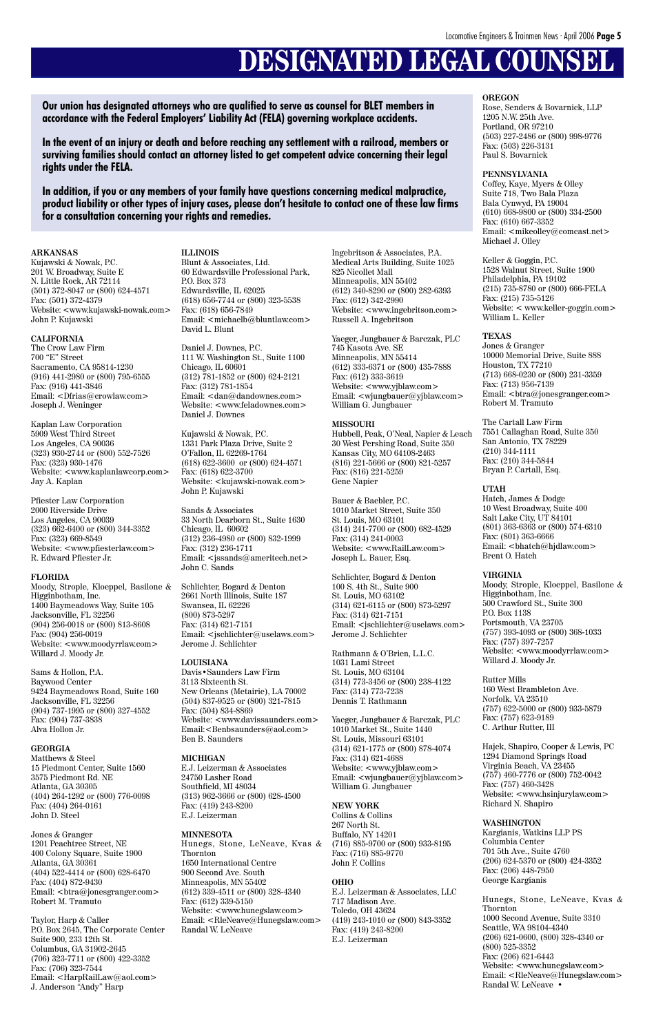# DESIGNATED LEGAL COUNSEL

**Our union has designated attorneys who are qualified to serve as counsel for BLET members in accordance with the Federal Employers' Liability Act (FELA) governing workplace accidents.**

**In the event of an injury or death and before reaching any settlement with a railroad, members or surviving families should contact an attorney listed to get competent advice concerning their legal rights under the FELA.**

**In addition, if you or any members of your family have questions concerning medical malpractice, product liability or other types of injury cases, please don't hesitate to contact one of these law firms for a consultation concerning your rights and remedies.**

### ARKANSAS

Kujawski & Nowak, P.C.
201 W. Broadway, Suite E
N. Little Rock, AR 72114
(501) 372-8047 or (800) 624-4571
Fax: (501) 372-4379
Website: <www.kujawski-nowak.com>
John P. Kujawski

### CALIFORNIA

The Crow Law Firm
700 "E" Street
Sacramento, CA 95814-1230
(916) 441-2980 or (800) 795-6555
Fax: (916) 441-3846
Email: <Dfrias@crowlaw.com>
Joseph J. Weninger

Kaplan Law Corporation
5909 West Third Street
Los Angeles, CA 90036
(323) 930-2744 or (800) 552-7526
Fax: (323) 930-1476
Website: <www.kaplanlawcorp.com>
Jay A. Kaplan

Pfiester Law Corporation
2000 Riverside Drive
Los Angeles, CA 90039
(323) 662-6400 or (800) 344-3352
Fax: (323) 669-8549
Website: <www.pfiesterlaw.com>
R. Edward Pfiester Jr.

### FLORIDA

Moody, Strople, Kloeppel, Basilone & Higginbotham, Inc.
1400 Baymeadows Way, Suite 105
Jacksonville, FL 32256
(904) 256-0018 or (800) 813-8608
Fax: (904) 256-0019
Website: <www.moodyrrlaw.com>
Willard J. Moody Jr.

Sams & Hollon, P.A.
Baywood Center
9424 Baymeadows Road, Suite 160
Jacksonville, FL 32256
(904) 737-1995 or (800) 327-4552
Fax: (904) 737-3838
Alva Hollon Jr.

### GEORGIA

Matthews & Steel
15 Piedmont Center, Suite 1560
3575 Piedmont Rd. NE
Atlanta, GA 30305
(404) 264-1292 or (800) 776-0098
Fax: (404) 264-0161
John D. Steel

Jones & Granger
1201 Peachtree Street, NE
400 Colony Square, Suite 1900
Atlanta, GA 30361
(404) 522-4414 or (800) 628-6470
Fax: (404) 872-9430
Email: <btra@jonesgranger.com>
Robert M. Tramuto

Taylor, Harp & Caller
P.O. Box 2645, The Corporate Center
Suite 900, 233 12th St.
Columbus, GA 31902-2645
(706) 323-7711 or (800) 422-3352
Fax: (706) 323-7544
Email: <HarpRailLaw@aol.com>
J. Anderson "Andy" Harp

### ILLINOIS

Blunt & Associates, Ltd.
60 Edwardsville Professional Park,
P.O. Box 373
Edwardsville, IL 62025
(618) 656-7744 or (800) 323-5538
Fax: (618) 656-7849
Email: <michaelb@bluntlaw.com>
David L. Blunt

Daniel J. Downes, P.C.
111 W. Washington St., Suite 1100
Chicago, IL 60601
(312) 781-1852 or (800) 624-2121
Fax: (312) 781-1854
Email: <dan@dandownes.com>
Website: <www.feladownes.com>
Daniel J. Downes

Kujawski & Nowak, P.C.
1331 Park Plaza Drive, Suite 2
O'Fallon, IL 62269-1764
(618) 622-3600 or (800) 624-4571
Fax: (618) 622-3700
Website: <kujawski-nowak.com>
John P. Kujawski

Sands & Associates
33 North Dearborn St., Suite 1630
Chicago, IL 60602
(312) 236-4980 or (800) 832-1999
Fax: (312) 236-1711
Email: <jssands@ameritech.net>
John C. Sands

Schlichter, Bogard & Denton
2661 North Illinois, Suite 187
Swansea, IL 62226
(800) 873-5297
Fax: (314) 621-7151
Email: <jschlichter@uselaws.com>
Jerome J. Schlichter

### LOUISIANA

Davis•Saunders Law Firm
3113 Sixteenth St.
New Orleans (Metairie), LA 70002
(504) 837-9525 or (800) 321-7815
Fax: (504) 834-8869
Website: <www.davissaunders.com>
Email:<Benbsaunders@aol.com>
Ben B. Saunders

### MICHIGAN

E.J. Leizerman & Associates
24750 Lasher Road
Southfield, MI 48034
(313) 962-3666 or (800) 628-4500
Fax: (419) 243-8200
E.J. Leizerman

### MINNESOTA

Hunegs, Stone, LeNeave, Kvas & Thornton
1650 International Centre
900 Second Ave. South
Minneapolis, MN 55402
(612) 339-4511 or (800) 328-4340
Fax: (612) 339-5150
Website: <www.hunegslaw.com>
Email: <RleNeave@Hunegslaw.com>
Randal W. LeNeave

Ingebritson & Associates, P.A.
Medical Arts Building, Suite 1025
825 Nicollet Mall
Minneapolis, MN 55402
(612) 340-8290 or (800) 282-6393
Fax: (612) 342-2990
Website: <www.ingebritson.com>
Russell A. Ingebritson

Yaeger, Jungbauer & Barczak, PLC
745 Kasota Ave. SE
Minneapolis, MN 55414
(612) 333-6371 or (800) 435-7888
Fax: (612) 333-3619
Website: <www.yjblaw.com>
Email: <wjungbauer@yjblaw.com>
William G. Jungbauer

### MISSOURI

Hubbell, Peak, O'Neal, Napier & Leach
30 West Pershing Road, Suite 350
Kansas City, MO 64108-2463
(816) 221-5666 or (800) 821-5257
Fax: (816) 221-5259
Gene Napier

Bauer & Baebler, P.C.
1010 Market Street, Suite 350
St. Louis, MO 63101
(314) 241-7700 or (800) 682-4529
Fax: (314) 241-0003
Website: <www.RailLaw.com>
Joseph L. Bauer, Esq.

Schlichter, Bogard & Denton
100 S. 4th St., Suite 900
St. Louis, MO 63102
(314) 621-6115 or (800) 873-5297
Fax: (314) 621-7151
Email: <jschlichter@uselaws.com>
Jerome J. Schlichter

Rathmann & O'Brien, L.L.C.
1031 Lami Street
St. Louis, MO 63104
(314) 773-3456 or (800) 238-4122
Fax: (314) 773-7238
Dennis T. Rathmann

Yaeger, Jungbauer & Barczak, PLC
1010 Market St., Suite 1440
St. Louis, Missouri 63101
(314) 621-1775 or (800) 878-4074
Fax: (314) 621-4688
Website: <www.yjblaw.com>
Email: <wjungbauer@yjblaw.com>
William G. Jungbauer

### NEW YORK

Collins & Collins
267 North St.
Buffalo, NY 14201
(716) 885-9700 or (800) 933-8195
Fax: (716) 885-9770
John F. Collins

### OHIO

E.J. Leizerman & Associates, LLC
717 Madison Ave.
Toledo, OH 43624
(419) 243-1010 or (800) 843-3352
Fax: (419) 243-8200
E.J. Leizerman

### OREGON

Rose, Senders & Bovarnick, LLP
1205 N.W. 25th Ave.
Portland, OR 97210
(503) 227-2486 or (800) 998-9776
Fax: (503) 226-3131
Paul S. Bovarnick

### PENNSYLVANIA

Coffey, Kaye, Myers & Olley
Suite 718, Two Bala Plaza
Bala Cynwyd, PA 19004
(610) 668-9800 or (800) 334-2500
Fax: (610) 667-3352
Email: <mikeolley@comcast.net>
Michael J. Olley

Keller & Goggin, P.C.
1528 Walnut Street, Suite 1900
Philadelphia, PA 19102
(215) 735-8780 or (800) 666-FELA
Fax: (215) 735-5126
Website: < www.keller-goggin.com>
William L. Keller

### TEXAS

Jones & Granger
10000 Memorial Drive, Suite 888
Houston, TX 77210
(713) 668-0230 or (800) 231-3359
Fax: (713) 956-7139
Email: <btra@jonesgranger.com>
Robert M. Tramuto

The Cartall Law Firm
7551 Callaghan Road, Suite 350
San Antonio, TX 78229
(210) 344-1111
Fax: (210) 344-5844
Bryan P. Cartall, Esq.

### UTAH

Hatch, James & Dodge
10 West Broadway, Suite 400
Salt Lake City, UT 84101
(801) 363-6363 or (800) 574-6310
Fax: (801) 363-6666
Email: <bhatch@hjdlaw.com>
Brent O. Hatch

### VIRGINIA

Moody, Strople, Kloeppel, Basilone & Higginbotham, Inc.
500 Crawford St., Suite 300
P.O. Box 1138
Portsmouth, VA 23705
(757) 393-4093 or (800) 368-1033
Fax: (757) 397-7257
Website: <www.moodyrrlaw.com>
Willard J. Moody Jr.

Rutter Mills
160 West Brambleton Ave.
Norfolk, VA 23510
(757) 622-5000 or (800) 933-5879
Fax: (757) 623-9189
C. Arthur Rutter, III

Hajek, Shapiro, Cooper & Lewis, PC
1294 Diamond Springs Road
Virginia Beach, VA 23455
(757) 460-7776 or (800) 752-0042
Fax: (757) 460-3428
Website: <www.hsinjurylaw.com>
Richard N. Shapiro

### WASHINGTON

Kargianis, Watkins LLP PS
Columbia Center
701 5th Ave., Suite 4760
(206) 624-5370 or (800) 424-3352
Fax: (206) 448-7950
George Kargianis

Hunegs, Stone, LeNeave, Kvas & Thornton
1000 Second Avenue, Suite 3310
Seattle, WA 98104-4340
(206) 621-0600, (800) 328-4340 or (800) 525-3352
Fax: (206) 621-6443
Website: <www.hunegslaw.com>
Email: <RleNeave@Hunegslaw.com>
Randal W. LeNeave •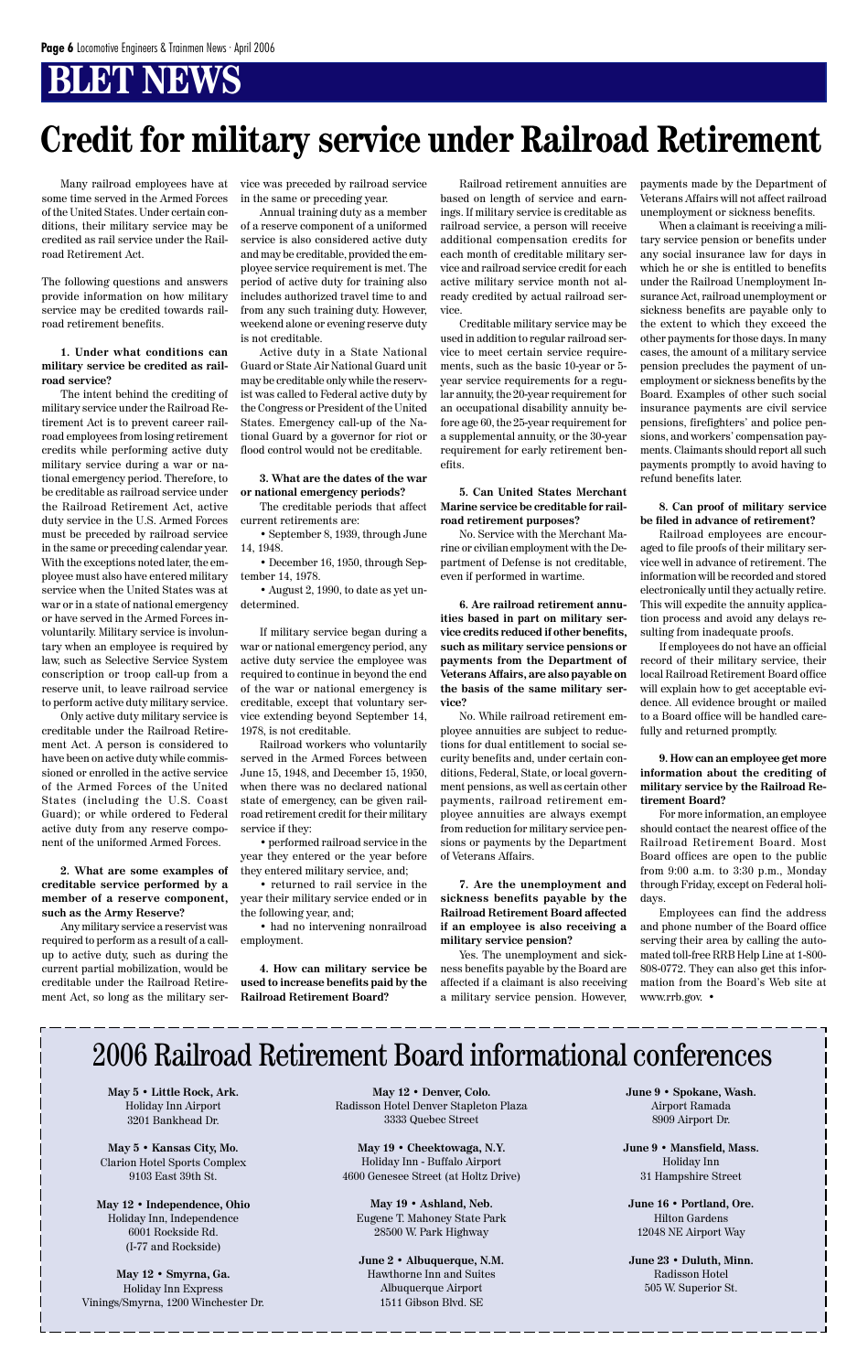# BLET NEWS

# Credit for military service under Railroad Retirement

Many railroad employees have at some time served in the Armed Forces of the United States. Under certain conditions, their military service may be credited as rail service under the Railroad Retirement Act.

The following questions and answers provide information on how military service may be credited towards railroad retirement benefits.

**1. Under what conditions can military service be credited as railroad service?**

The intent behind the crediting of military service under the Railroad Retirement Act is to prevent career railroad employees from losing retirement credits while performing active duty military service during a war or national emergency period. Therefore, to be creditable as railroad service under the Railroad Retirement Act, active duty service in the U.S. Armed Forces must be preceded by railroad service in the same or preceding calendar year. With the exceptions noted later, the employee must also have entered military service when the United States was at war or in a state of national emergency or have served in the Armed Forces involuntarily. Military service is involuntary when an employee is required by law, such as Selective Service System conscription or troop call-up from a reserve unit, to leave railroad service to perform active duty military service.

Only active duty military service is creditable under the Railroad Retirement Act. A person is considered to have been on active duty while commissioned or enrolled in the active service of the Armed Forces of the United States (including the U.S. Coast Guard); or while ordered to Federal active duty from any reserve component of the uniformed Armed Forces.

**2. What are some examples of creditable service performed by a member of a reserve component, such as the Army Reserve?**

Any military service a reservist was required to perform as a result of a call-up to active duty, such as during the current partial mobilization, would be creditable under the Railroad Retirement Act, so long as the military service was preceded by railroad service in the same or preceding year.

Annual training duty as a member of a reserve component of a uniformed service is also considered active duty and may be creditable, provided the employee service requirement is met. The period of active duty for training also includes authorized travel time to and from any such training duty. However, weekend alone or evening reserve duty is not creditable.

Active duty in a State National Guard or State Air National Guard unit may be creditable only while the reservist was called to Federal active duty by the Congress or President of the United States. Emergency call-up of the National Guard by a governor for riot or flood control would not be creditable.

**3. What are the dates of the war or national emergency periods?**

The creditable periods that affect current retirements are:

• September 8, 1939, through June 14, 1948.

• December 16, 1950, through September 14, 1978.

• August 2, 1990, to date as yet undetermined.

If military service began during a war or national emergency period, any active duty service the employee was required to continue in beyond the end of the war or national emergency is creditable, except that voluntary service extending beyond September 14, 1978, is not creditable.

Railroad workers who voluntarily served in the Armed Forces between June 15, 1948, and December 15, 1950, when there was no declared national state of emergency, can be given railroad retirement credit for their military service if they:

• performed railroad service in the year they entered or the year before they entered military service, and;

• returned to rail service in the year their military service ended or in the following year, and;

• had no intervening nonrailroad employment.

**4. How can military service be used to increase benefits paid by the Railroad Retirement Board?**

Railroad retirement annuities are based on length of service and earnings. If military service is creditable as railroad service, a person will receive additional compensation credits for each month of creditable military service and railroad service credit for each active military service month not already credited by actual railroad service.

Creditable military service may be used in addition to regular railroad service to meet certain service requirements, such as the basic 10-year or 5-year service requirements for a regular annuity, the 20-year requirement for an occupational disability annuity before age 60, the 25-year requirement for a supplemental annuity, or the 30-year requirement for early retirement benefits.

**5. Can United States Merchant Marine service be creditable for railroad retirement purposes?**

No. Service with the Merchant Marine or civilian employment with the Department of Defense is not creditable, even if performed in wartime.

**6. Are railroad retirement annuities based in part on military service credits reduced if other benefits, such as military service pensions or payments from the Department of Veterans Affairs, are also payable on the basis of the same military service?**

No. While railroad retirement employee annuities are subject to reductions for dual entitlement to social security benefits and, under certain conditions, Federal, State, or local government pensions, as well as certain other payments, railroad retirement employee annuities are always exempt from reduction for military service pensions or payments by the Department of Veterans Affairs.

**7. Are the unemployment and sickness benefits payable by the Railroad Retirement Board affected if an employee is also receiving a military service pension?**

Yes. The unemployment and sickness benefits payable by the Board are affected if a claimant is also receiving a military service pension. However, payments made by the Department of Veterans Affairs will not affect railroad unemployment or sickness benefits.

When a claimant is receiving a military service pension or benefits under any social insurance law for days in which he or she is entitled to benefits under the Railroad Unemployment Insurance Act, railroad unemployment or sickness benefits are payable only to the extent to which they exceed the other payments for those days. In many cases, the amount of a military service pension precludes the payment of unemployment or sickness benefits by the Board. Examples of other such social insurance payments are civil service pensions, firefighters' and police pensions, and workers' compensation payments. Claimants should report all such payments promptly to avoid having to refund benefits later.

**8. Can proof of military service be filed in advance of retirement?**

Railroad employees are encouraged to file proofs of their military service well in advance of retirement. The information will be recorded and stored electronically until they actually retire. This will expedite the annuity application process and avoid any delays resulting from inadequate proofs.

If employees do not have an official record of their military service, their local Railroad Retirement Board office will explain how to get acceptable evidence. All evidence brought or mailed to a Board office will be handled carefully and returned promptly.

**9. How can an employee get more information about the crediting of military service by the Railroad Retirement Board?**

For more information, an employee should contact the nearest office of the Railroad Retirement Board. Most Board offices are open to the public from 9:00 a.m. to 3:30 p.m., Monday through Friday, except on Federal holidays.

Employees can find the address and phone number of the Board office serving their area by calling the automated toll-free RRB Help Line at 1-800-808-0772. They can also get this information from the Board's Web site at www.rrb.gov. •

## 2006 Railroad Retirement Board informational conferences

**May 5 • Little Rock, Ark.**
Holiday Inn Airport
3201 Bankhead Dr.

**May 5 • Kansas City, Mo.**
Clarion Hotel Sports Complex
9103 East 39th St.

**May 12 • Independence, Ohio**
Holiday Inn, Independence
6001 Rockside Rd.
(I-77 and Rockside)

**May 12 • Smyrna, Ga.**
Holiday Inn Express
Vinings/Smyrna, 1200 Winchester Dr.

**May 12 • Denver, Colo.**
Radisson Hotel Denver Stapleton Plaza
3333 Quebec Street

**May 19 • Cheektowaga, N.Y.**
Holiday Inn - Buffalo Airport
4600 Genesee Street (at Holtz Drive)

**May 19 • Ashland, Neb.**
Eugene T. Mahoney State Park
28500 W. Park Highway

**June 2 • Albuquerque, N.M.**
Hawthorne Inn and Suites
Albuquerque Airport
1511 Gibson Blvd. SE

**June 9 • Spokane, Wash.**
Airport Ramada
8909 Airport Dr.

**June 9 • Mansfield, Mass.**
Holiday Inn
31 Hampshire Street

**June 16 • Portland, Ore.**
Hilton Gardens
12048 NE Airport Way

**June 23 • Duluth, Minn.**
Radisson Hotel
505 W. Superior St.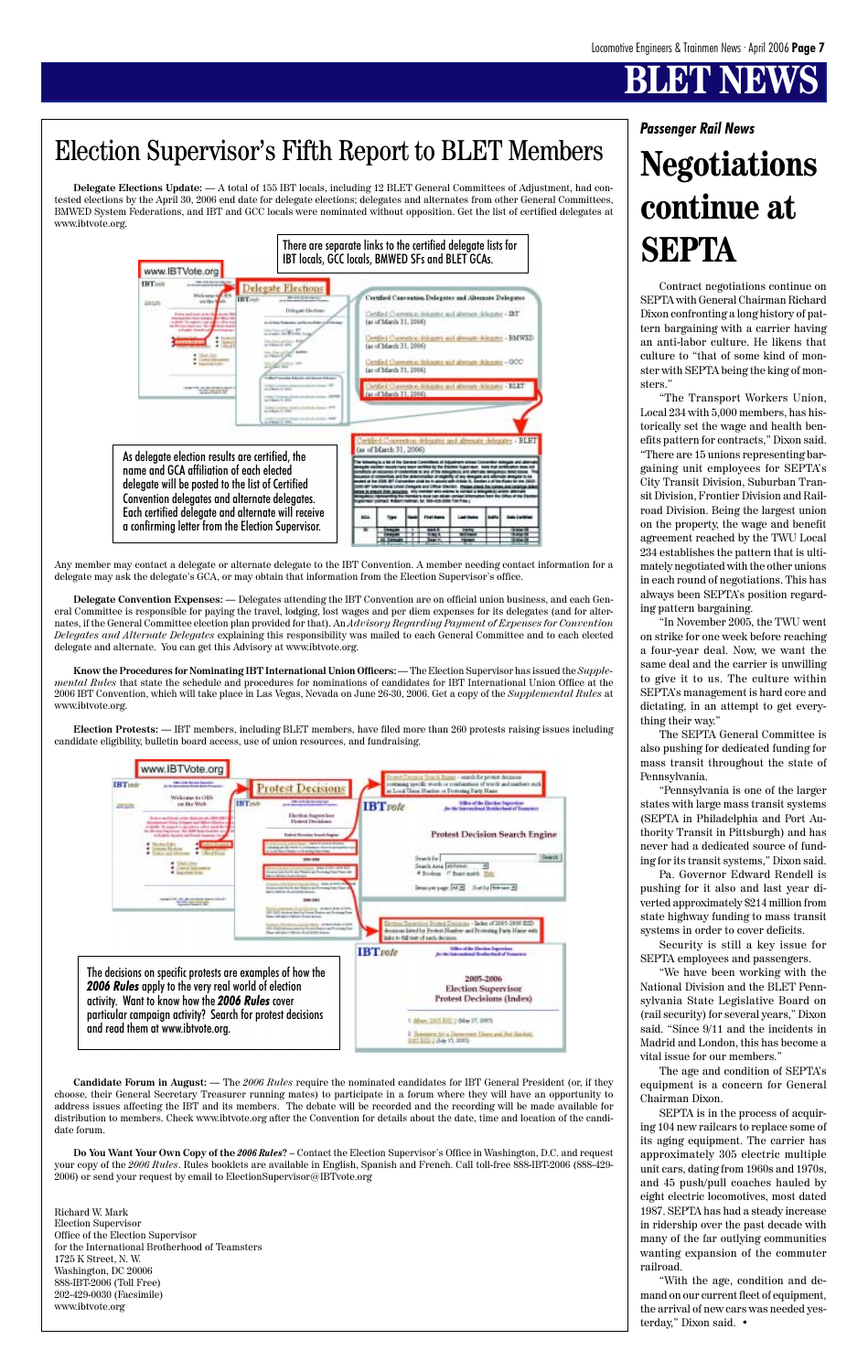# Election Supervisor's Fifth Report to BLET Members

**Delegate Elections Update:** — A total of 155 IBT locals, including 12 BLET General Committees of Adjustment, had contested elections by the April 30, 2006 end date for delegate elections; delegates and alternates from other General Committees, BMWED System Federations, and IBT and GCC locals were nominated without opposition. Get the list of certified delegates at www.ibtvote.org.

There are separate links to the certified delegate lists for IBT locals, GCC locals, BMWED SFs and BLET GCAs.

As delegate election results are certified, the name and GCA affiliation of each elected delegate will be posted to the list of Certified Convention delegates and alternate delegates. Each certified delegate and alternate will receive a confirming letter from the Election Supervisor.

Any member may contact a delegate or alternate delegate to the IBT Convention. A member needing contact information for a delegate may ask the delegate's GCA, or may obtain that information from the Election Supervisor's office.

**Delegate Convention Expenses:** — Delegates attending the IBT Convention are on official union business, and each General Committee is responsible for paying the travel, lodging, lost wages and per diem expenses for its delegates (and for alternates, if the General Committee election plan provided for that). An *Advisory Regarding Payment of Expenses for Convention Delegates and Alternate Delegates* explaining this responsibility was mailed to each General Committee and to each elected delegate and alternate. You can get this Advisory at www.ibtvote.org.

**Know the Procedures for Nominating IBT International Union Officers:** — The Election Supervisor has issued the *Supplemental Rules* that state the schedule and procedures for nominations of candidates for IBT International Union Office at the 2006 IBT Convention, which will take place in Las Vegas, Nevada on June 26-30, 2006. Get a copy of the *Supplemental Rules* at www.ibtvote.org.

**Election Protests:** — IBT members, including BLET members, have filed more than 260 protests raising issues including candidate eligibility, bulletin board access, use of union resources, and fundraising.

The decisions on specific protests are examples of how the ***2006 Rules*** apply to the very real world of election activity. Want to know how the ***2006 Rules*** cover particular campaign activity? Search for protest decisions and read them at www.ibtvote.org.

**Candidate Forum in August:** — The *2006 Rules* require the nominated candidates for IBT General President (or, if they choose, their General Secretary Treasurer running mates) to participate in a forum where they will have an opportunity to address issues affecting the IBT and its members. The debate will be recorded and the recording will be made available for distribution to members. Check www.ibtvote.org after the Convention for details about the date, time and location of the candidate forum.

**Do You Want Your Own Copy of the *2006 Rules*?** – Contact the Election Supervisor's Office in Washington, D.C. and request your copy of the *2006 Rules*. Rules booklets are available in English, Spanish and French. Call toll-free 888-IBT-2006 (888-429-2006) or send your request by email to ElectionSupervisor@IBTvote.org

Richard W. Mark
Election Supervisor
Office of the Election Supervisor
for the International Brotherhood of Teamsters
1725 K Street, N. W.
Washington, DC 20006
888-IBT-2006 (Toll Free)
202-429-0030 (Facsimile)
www.ibtvote.org

*Passenger Rail News*

# Negotiations continue at SEPTA

Contract negotiations continue on SEPTA with General Chairman Richard Dixon confronting a long history of pattern bargaining with a carrier having an anti-labor culture. He likens that culture to "that of some kind of monster with SEPTA being the king of monsters."

"The Transport Workers Union, Local 234 with 5,000 members, has historically set the wage and health benefits pattern for contracts," Dixon said. "There are 15 unions representing bargaining unit employees for SEPTA's City Transit Division, Suburban Transit Division, Frontier Division and Railroad Division. Being the largest union on the property, the wage and benefit agreement reached by the TWU Local 234 establishes the pattern that is ultimately negotiated with the other unions in each round of negotiations. This has always been SEPTA's position regarding pattern bargaining.

"In November 2005, the TWU went on strike for one week before reaching a four-year deal. Now, we want the same deal and the carrier is unwilling to give it to us. The culture within SEPTA's management is hard core and dictating, in an attempt to get everything their way."

The SEPTA General Committee is also pushing for dedicated funding for mass transit throughout the state of Pennsylvania.

"Pennsylvania is one of the larger states with large mass transit systems (SEPTA in Philadelphia and Port Authority Transit in Pittsburgh) and has never had a dedicated source of funding for its transit systems," Dixon said.

Pa. Governor Edward Rendell is pushing for it also and last year diverted approximately $214 million from state highway funding to mass transit systems in order to cover deficits.

Security is still a key issue for SEPTA employees and passengers.

"We have been working with the National Division and the BLET Pennsylvania State Legislative Board on (rail security) for several years," Dixon said. "Since 9/11 and the incidents in Madrid and London, this has become a vital issue for our members."

The age and condition of SEPTA's equipment is a concern for General Chairman Dixon.

SEPTA is in the process of acquiring 104 new railcars to replace some of its aging equipment. The carrier has approximately 305 electric multiple unit cars, dating from 1960s and 1970s, and 45 push/pull coaches hauled by eight electric locomotives, most dated 1987. SEPTA has had a steady increase in ridership over the past decade with many of the far outlying communities wanting expansion of the commuter railroad.

"With the age, condition and demand on our current fleet of equipment, the arrival of new cars was needed yesterday," Dixon said. •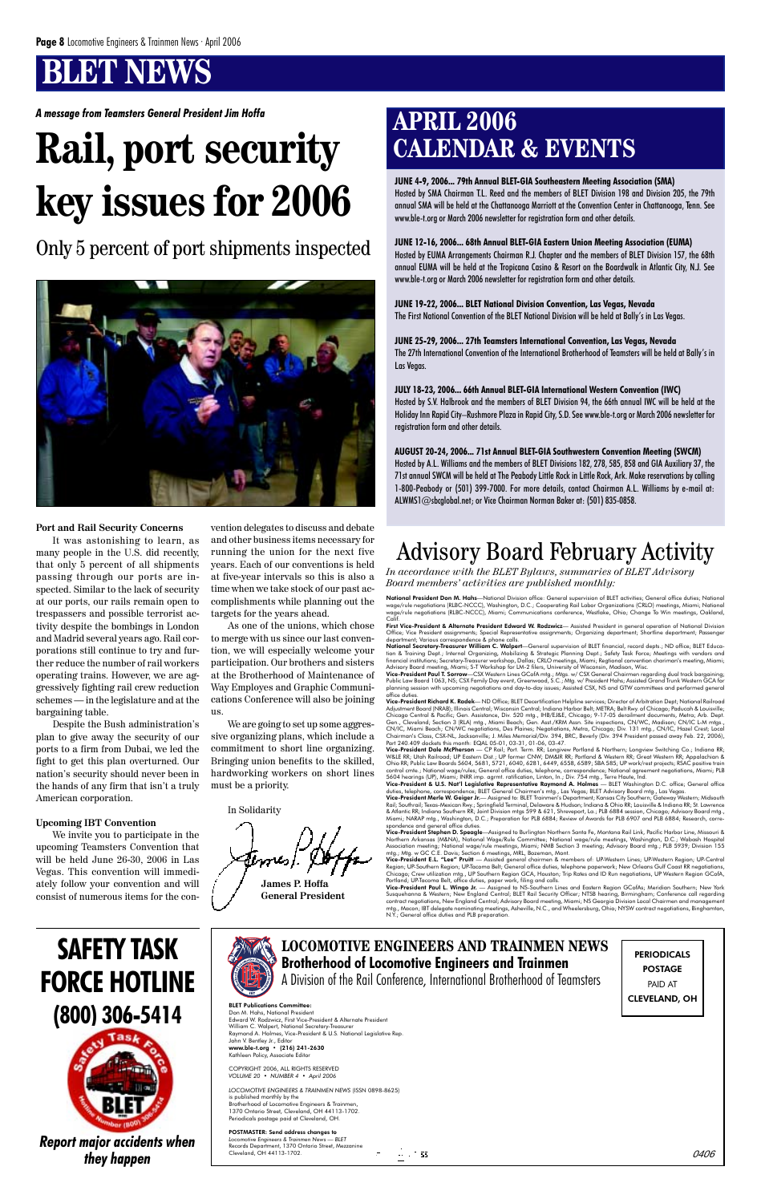# BLET NEWS

*A message from Teamsters General President Jim Hoffa*

# Rail, port security key issues for 2006

## Only 5 percent of port shipments inspected

**Port and Rail Security Concerns**

It was astonishing to learn, as many people in the U.S. did recently, that only 5 percent of all shipments passing through our ports are inspected. Similar to the lack of security at our ports, our rails remain open to trespassers and possible terrorist activity despite the bombings in London and Madrid several years ago. Rail corporations still continue to try and further reduce the number of rail workers operating trains. However, we are aggressively fighting rail crew reduction schemes — in the legislature and at the bargaining table.

Despite the Bush administration's plan to give away the security of our ports to a firm from Dubai, we led the fight to get this plan overturned. Our nation's security should never been in the hands of any firm that isn't a truly American corporation.

**Upcoming IBT Convention**

We invite you to participate in the upcoming Teamsters Convention that will be held June 26-30, 2006 in Las Vegas. This convention will immediately follow your convention and will consist of numerous items for the convention delegates to discuss and debate and other business items necessary for running the union for the next five years. Each of our conventions is held at five-year intervals so this is also a time when we take stock of our past accomplishments while planning out the targets for the years ahead.

As one of the unions, which chose to merge with us since our last convention, we will especially welcome your participation. Our brothers and sisters at the Brotherhood of Maintenance of Way Employes and Graphic Communications Conference will also be joining us.

We are going to set up some aggressive organizing plans, which include a commitment to short line organizing. Bringing union benefits to the skilled, hardworking workers on short lines must be a priority.

In Solidarity

**James P. Hoffa**
**General President**

# APRIL 2006 CALENDAR & EVENTS

**JUNE 4-9, 2006... 79th Annual BLET-GIA Southeastern Meeting Association (SMA)**
Hosted by SMA Chairman T.L. Reed and the members of BLET Division 198 and Division 205, the 79th annual SMA will be held at the Chattanooga Marriott at the Convention Center in Chattanooga, Tenn. See www.ble-t.org or March 2006 newsletter for registration form and other details.

**JUNE 12-16, 2006... 68th Annual BLET-GIA Eastern Union Meeting Association (EUMA)**
Hosted by EUMA Arrangements Chairman R.J. Chapter and the members of BLET Division 157, the 68th annual EUMA will be held at the Tropicana Casino & Resort on the Boardwalk in Atlantic City, N.J. See www.ble-t.org or March 2006 newsletter for registration form and other details.

**JUNE 19-22, 2006... BLET National Division Convention, Las Vegas, Nevada**
The First National Convention of the BLET National Division will be held at Bally's in Las Vegas.

**JUNE 25-29, 2006... 27th Teamsters International Convention, Las Vegas, Nevada**
The 27th International Convention of the International Brotherhood of Teamsters will be held at Bally's in Las Vegas.

**JULY 18-23, 2006... 66th Annual BLET-GIA International Western Convention (IWC)**
Hosted by S.V. Halbrook and the members of BLET Division 94, the 66th annual IWC will be held at the Holiday Inn Rapid City–Rushmore Plaza in Rapid City, S.D. See www.ble-t.org or March 2006 newsletter for registration form and other details.

**AUGUST 20-24, 2006... 71st Annual BLET-GIA Southwestern Convention Meeting (SWCM)**
Hosted by A.L. Williams and the members of BLET Divisions 182, 278, 585, 858 and GIA Auxiliary 37, the 71st annual SWCM will be held at The Peabody Little Rock in Little Rock, Ark. Make reservations by calling 1-800-Peabody or (501) 399-7000. For more details, contact Chairman A.L. Williams by e-mail at: ALWMS1@sbcglobal.net; or Vice Chairman Norman Baker at: (501) 835-0858.

# Advisory Board February Activity

*In accordance with the BLET Bylaws, summaries of BLET Advisory Board members' activities are published monthly:*

**National President Don M. Hahs**—National Division office: General supervision of BLET activities; General office duties; National wage/rule negotiations (RLBC-NCCC), Washington, D.C.; Cooperating Rail Labor Organizations (CRLO) meetings, Miami; National wage/rule negotiations (RLBC-NCCC), Miami; Communications conference, Westlake, Ohio; Change To Win meetings, Oakland, Calif.

**First Vice-President & Alternate President Edward W. Rodzwicz**— Assisted President in general operation of National Division Office; Vice President assignments; Special Representative assignments; Organizing department; Shortline department; Passenger department; Various correspondence & phone calls.

**National Secretary-Treasurer William C. Walpert**—General supervision of BLET financial, record depts.; ND office; BLET Education & Training Dept.; Internal Organizing, Mobilizing & Strategic Planning Dept.; Safety Task Force; Meetings with vendors and financial institutions; Secretary-Treasurer workshop, Dallas; CRLO meetings, Miami; Regional convention chairman's meeting, Miami; Advisory Board meeting, Miami; S-T Workshop for LM-2 filers, University of Wisconsin, Madison, Wisc.

**Vice-President Paul T. Sorrow**—CSX Western Lines GCofA mtg.; Mtgs. w/ CSX General Chairmen regarding dual track bargaining; Public Law Board 1063, NS; CSX Family Day event, Greenwood, S.C.; Mtg. w/ President Hahs; Assisted Grand Trunk Western GCA for planning session with upcoming negotiations and day-to-day issues; Assisted CSX, NS and GTW committees and performed general office duties.

**Vice-President Richard K. Radek**— ND Office; BLET Decertification Helpline services; Director of Arbitration Dept; National Railroad Adjustment Board (NRAB); Illinois Central; Wisconsin Central; Indiana Harbor Belt; METRA; Belt Rwy. of Chicago; Paducah & Louisville; Chicago Central & Pacific; Gen. Assistance, Div. 520 mtg., IHB/EJ&E, Chicago; 9-17-05 derailment documents, Metra; Arb. Dept. Gen., Cleveland; Section 3 (RLA) mtg., Miami Beach; Gen. Asst./KRM Assn. Site inspections, CN/WC, Madison; CN/IC L-M mtgs., CN/IC, Miami Beach; CN/WC negotiations, Des Plaines; Negotiations, Metra, Chicago; Div. 131 mtg., CN/IC, Hazel Crest; Local Chairman's Class, CSX-NL, Jacksonville; J. Miles Memorial/Div. 394, BRC, Beverly (Div. 394 President passed away Feb. 22, 2006), Part 240 409 dockets this month: EQAL 05-01, 03-31, 01-06, 03-47.

**Vice-President Dale McPherson** — CP Rail; Port. Term. RR; Longview Portland & Northern; Longview Switching Co.; Indiana RR; W&LE RR; Utah Railroad; UP Eastern Dist.; UP former CNW; DM&IR RR; Portland & Western RR; Great Western RR; Appalachian & Ohio RR; Public Law Boards 5604, 5681, 5721, 6040, 6281, 6449, 6558, 6589; SBA 585, UP work/rest projects; RSAC positive train control cmte.; National wage/rules; General office duties, telephone, correspondence; National agreement negotiations, Miami; PLB 5604 hearings (UP), Miami; INRR imp. agrmt. ratification, Linton, In.; Div. 754 mtg., Terre Haute, Ind.

**Vice-President & U.S. Nat'l Legislative Representative Raymond A. Holmes** — BLET Washington D.C. office; General office duties, telephone, correspondence; BLET General Chairmen's mtg., Las Vegas; BLET Advisory Board mtg., Las Vegas.

**Vice-President Merle W. Geiger Jr.**— Assigned to: BLET Trainmen's Department; Kansas City Southern; Gateway Western; Midsouth Rail; Southrail; Texas-Mexican Rwy.; Springfield Terminal; Delaware & Hudson; Indiana & Ohio RR; Louisville & Indiana RR; St. Lawrence & Atlantic RR; Indiana Southern RR; Joint Division mtgs 599 & 621, Shreveport, La.; PLB 6884 session, Chicago; Advisory Board mtg., Miami; NARAP mtg., Washington, D.C.; Preparation for PLB 6884; Review of Awards for PLB 6907 and PLB 6884; Research, correspondence and general office duties.

**Vice-President Stephen D. Speagle**—Assigned to Burlington Northern Santa Fe, Montana Rail Link, Pacific Harbor Line, Missouri & Northern Arkansas (M&NA), National Wage/Rule Committee; National wage/rule meetings, Washington, D.C.; Wabash Hospital Association meeting; National wage/rule meetings, Miami; NMB Section 3 meeting; Advisory Board mtg.; PLB 5939; Division 155 mtg.; Mtg. w GC C.E. Davis; Section 6 meetings, MRL, Bozeman, Mont.

**Vice-President E.L. "Lee" Pruitt** — Assisted general chairmen & members of: UP-Western Lines; UP-Western Region; UP-Central Region; UP-Southern Region; UP-Tacoma Belt; General office duties, telephone paperwork; New Orleans Gulf Coast RR negotiations, Chicago; Crew utilization mtg., UP Southern Region GCA, Houston; Trip Rates and ID Run negotiations, UP Western Region GCofA, Portland; UP-Tacoma Belt, office duties, paper work, filing and calls.

**Vice-President Paul L. Wingo Jr.** — Assigned to NS-Southern Lines and Eastern Region GCofAs; Meridian Southern; New York Susquehanna & Western; New England Central; BLET Rail Security Officer; NTSB hearing, Birmingham; Conference call regarding contract negotiations, New England Central; Advisory Board meeting, Miami; NS Georgia Division Local Chairmen and management mtg., Macon; IBT delegate nominating meetings, Asheville, N.C., and Wheelersburg, Ohio; NYSW contract negotiations, Binghamton, N.Y.; General office duties and PLB preparation.

## SAFETY TASK FORCE HOTLINE (800) 306-5414

*Report major accidents when they happen*

## LOCOMOTIVE ENGINEERS AND TRAINMEN NEWS
### Brotherhood of Locomotive Engineers and Trainmen
A Division of the Rail Conference, International Brotherhood of Teamsters

PERIODICALS POSTAGE PAID AT CLEVELAND, OH

**BLET Publications Committee:**
Don M. Hahs, National President
Edward W. Rodzwicz, First Vice-President & Alternate President
William C. Walpert, National Secretary-Treasurer
Raymond A. Holmes, Vice-President & U.S. National Legislative Rep.
John V. Bentley Jr., Editor
**www.ble-t.org • (216) 241-2630**
Kathleen Policy, Associate Editor

COPYRIGHT 2006, ALL RIGHTS RESERVED
*VOLUME 20 • NUMBER 4 • April 2006*

*LOCOMOTIVE ENGINEERS & TRAINMEN NEWS* (ISSN 0898-8625) is published monthly by the Brotherhood of Locomotive Engineers & Trainmen, 1370 Ontario Street, Cleveland, OH 44113-1702. Periodicals postage paid at Cleveland, OH.

**POSTMASTER: Send address changes to**
*Locomotive Engineers & Trainmen News* — BLET
Records Department, 1370 Ontario Street, Mezzanine
Cleveland, OH 44113-1702.

0406